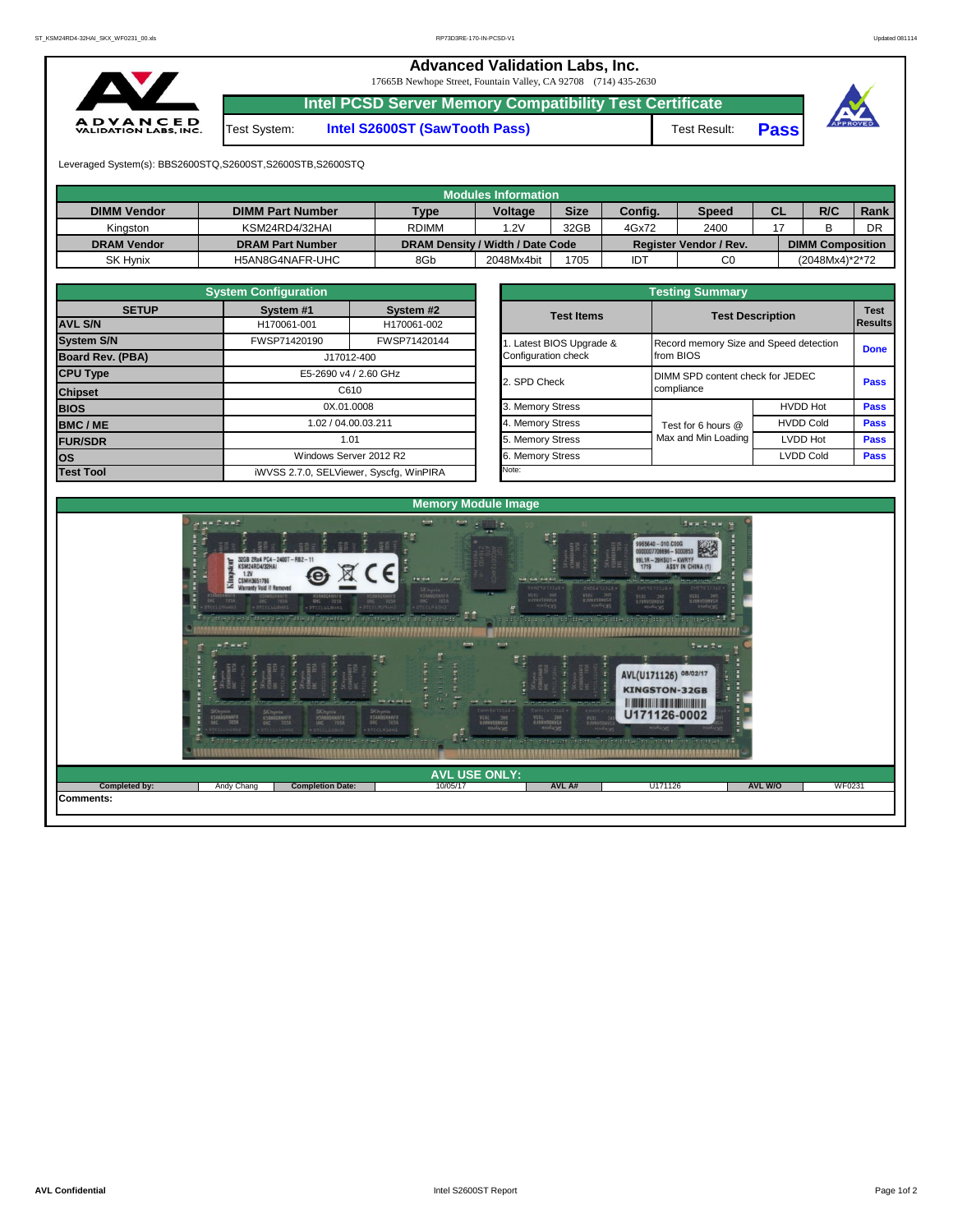# Advanced Validation Labs, Inc.

17665B Newhope Street, Fountain Valley, CA 92708 (714) 435-2630

## Intel PCSD Server Memory Compatibility Test Certificate

| Test System: | Intel S2600ST (SawTooth Pass) | Test Result: | Pass |
|---|---|---|---|

Leveraged System(s): BBS2600STQ,S2600ST,S2600STB,S2600STQ

## Modules Information

| DIMM Vendor | DIMM Part Number | Type | Voltage | Size | Config. | Speed | CL | R/C | Rank |
|---|---|---|---|---|---|---|---|---|---|
| Kingston | KSM24RD4/32HAI | RDIMM | 1.2V | 32GB | 4Gx72 | 2400 | 17 | B | DR |
| **DRAM Vendor** | **DRAM Part Number** | **DRAM Density / Width / Date Code** | | | **Register Vendor / Rev.** | | **DIMM Composition** | | |
| SK Hynix | H5AN8G4NAFR-UHC | 8Gb | 2048Mx4bit | 1705 | IDT | C0 | (2048Mx4)*2*72 | | |

## System Configuration

| SETUP | System #1 | System #2 |
|---|---|---|
| AVL S/N | H170061-001 | H170061-002 |
| System S/N | FWSP71420190 | FWSP71420144 |
| Board Rev. (PBA) | J17012-400 | |
| CPU Type | E5-2690 v4 / 2.60 GHz | |
| Chipset | C610 | |
| BIOS | 0X.01.0008 | |
| BMC / ME | 1.02 / 04.00.03.211 | |
| FUR/SDR | 1.01 | |
| OS | Windows Server 2012 R2 | |
| Test Tool | iWVSS 2.7.0, SELViewer, Syscfg, WinPIRA | |

## Testing Summary

| Test Items | Test Description | | Test Results |
|---|---|---|---|
| 1. Latest BIOS Upgrade & Configuration check | Record memory Size and Speed detection from BIOS | | Done |
| 2. SPD Check | DIMM SPD content check for JEDEC compliance | | Pass |
| 3. Memory Stress | Test for 6 hours @ Max and Min Loading | HVDD Hot | Pass |
| 4. Memory Stress | | HVDD Cold | Pass |
| 5. Memory Stress | | LVDD Hot | Pass |
| 6. Memory Stress | | LVDD Cold | Pass |

Note:

## Memory Module Image

## AVL USE ONLY:

| Completed by: | Andy Chang | Completion Date: | 10/05/17 | AVL A# | U171126 | AVL W/O | WF0231 |
|---|---|---|---|---|---|---|---|

Comments: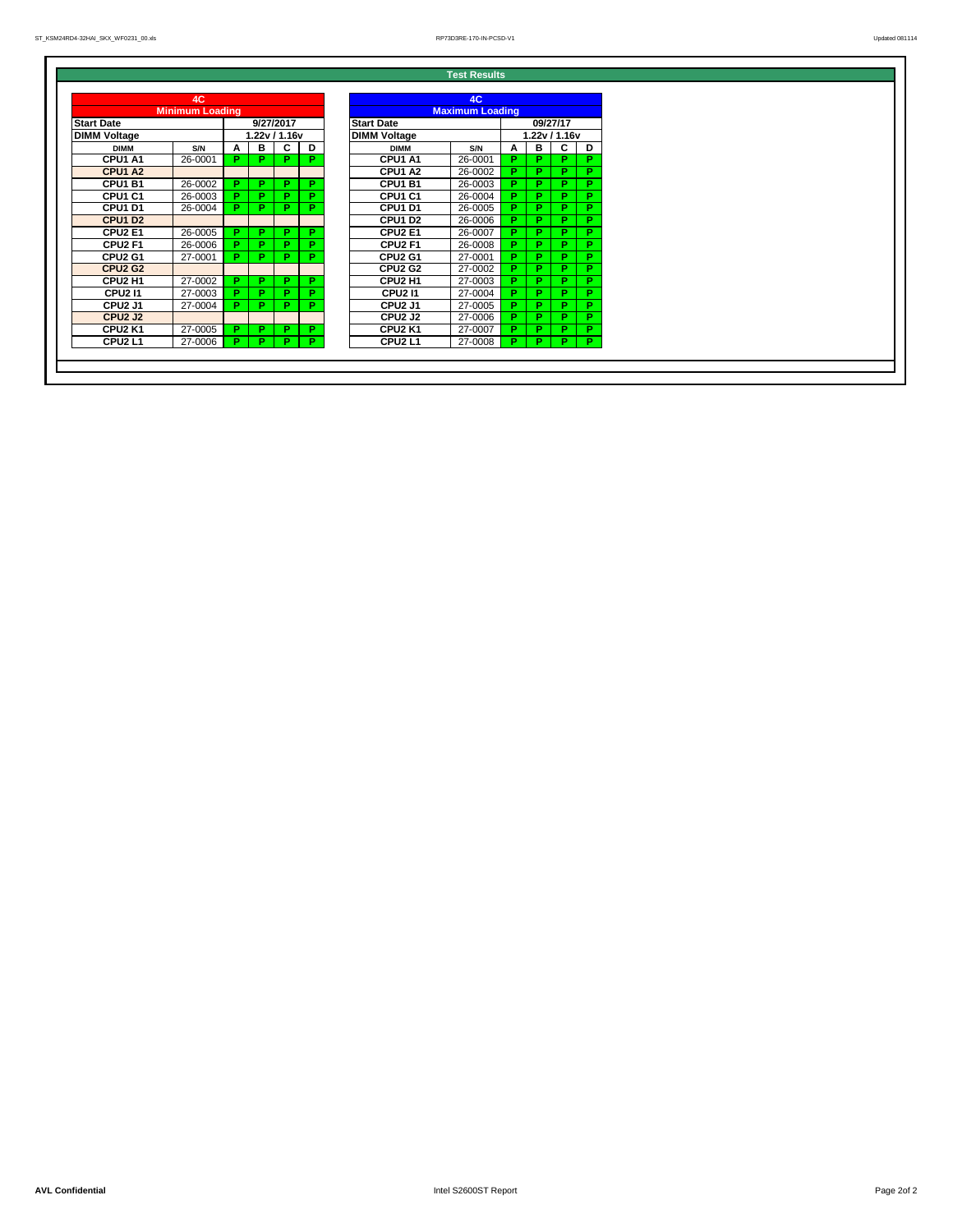## Test Results

| 4C | | | | | |
|---|---|---|---|---|---|
| **Minimum Loading** | | | | | |
| **Start Date** | | 9/27/2017 | | | |
| **DIMM Voltage** | | 1.22v / 1.16v | | | |
| **DIMM** | **S/N** | **A** | **B** | **C** | **D** |
| **CPU1 A1** | 26-0001 | P | P | P | P |
| **CPU1 A2** | | | | | |
| **CPU1 B1** | 26-0002 | P | P | P | P |
| **CPU1 C1** | 26-0003 | P | P | P | P |
| **CPU1 D1** | 26-0004 | P | P | P | P |
| **CPU1 D2** | | | | | |
| **CPU2 E1** | 26-0005 | P | P | P | P |
| **CPU2 F1** | 26-0006 | P | P | P | P |
| **CPU2 G1** | 27-0001 | P | P | P | P |
| **CPU2 G2** | | | | | |
| **CPU2 H1** | 27-0002 | P | P | P | P |
| **CPU2 I1** | 27-0003 | P | P | P | P |
| **CPU2 J1** | 27-0004 | P | P | P | P |
| **CPU2 J2** | | | | | |
| **CPU2 K1** | 27-0005 | P | P | P | P |
| **CPU2 L1** | 27-0006 | P | P | P | P |

| 4C | | | | | |
|---|---|---|---|---|---|
| **Maximum Loading** | | | | | |
| **Start Date** | | 09/27/17 | | | |
| **DIMM Voltage** | | 1.22v / 1.16v | | | |
| **DIMM** | **S/N** | **A** | **B** | **C** | **D** |
| **CPU1 A1** | 26-0001 | P | P | P | P |
| **CPU1 A2** | 26-0002 | P | P | P | P |
| **CPU1 B1** | 26-0003 | P | P | P | P |
| **CPU1 C1** | 26-0004 | P | P | P | P |
| **CPU1 D1** | 26-0005 | P | P | P | P |
| **CPU1 D2** | 26-0006 | P | P | P | P |
| **CPU2 E1** | 26-0007 | P | P | P | P |
| **CPU2 F1** | 26-0008 | P | P | P | P |
| **CPU2 G1** | 27-0001 | P | P | P | P |
| **CPU2 G2** | 27-0002 | P | P | P | P |
| **CPU2 H1** | 27-0003 | P | P | P | P |
| **CPU2 I1** | 27-0004 | P | P | P | P |
| **CPU2 J1** | 27-0005 | P | P | P | P |
| **CPU2 J2** | 27-0006 | P | P | P | P |
| **CPU2 K1** | 27-0007 | P | P | P | P |
| **CPU2 L1** | 27-0008 | P | P | P | P |